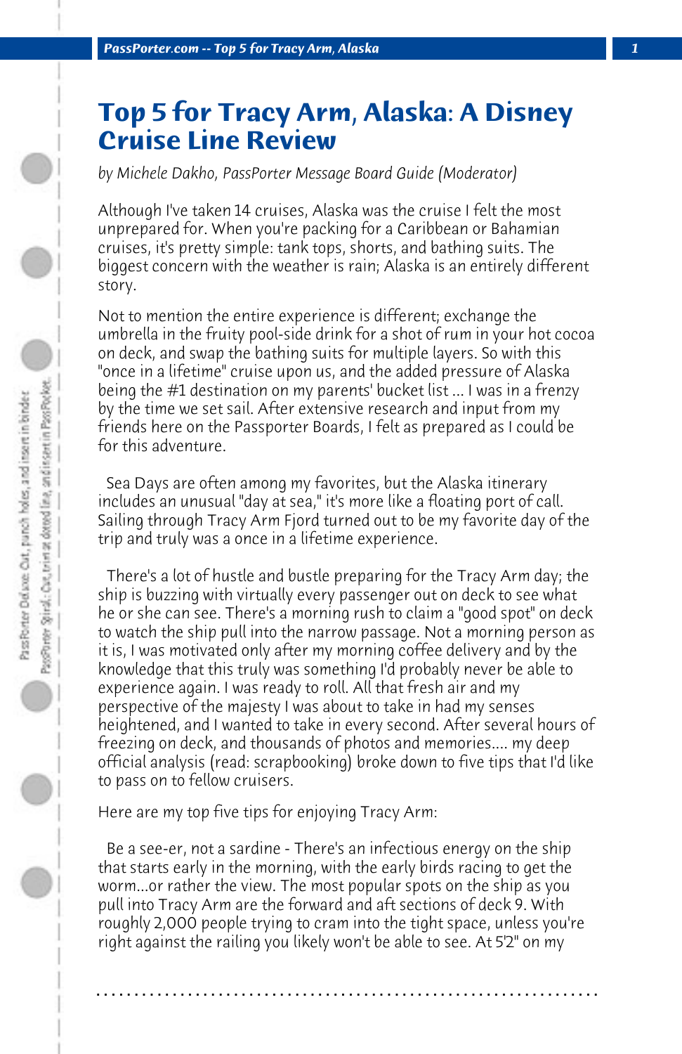# Top 5 for Tracy Arm, Alaska: A Disney Cruise Line Review

*by Michele Dakho, PassPorter Message Board Guide (Moderator)*

Although I've taken 14 cruises, Alaska was the cruise I felt the most unprepared for. When you're packing for a Caribbean or Bahamian cruises, it's pretty simple: tank tops, shorts, and bathing suits. The biggest concern with the weather is rain; Alaska is an entirely different story.

Not to mention the entire experience is different; exchange the umbrella in the fruity pool-side drink for a shot of rum in your hot cocoa on deck, and swap the bathing suits for multiple layers. So with this "once in a lifetime" cruise upon us, and the added pressure of Alaska being the #1 destination on my parents' bucket list ... I was in a frenzy by the time we set sail. After extensive research and input from my friends here on the Passporter Boards, I felt as prepared as I could be for this adventure.

Sea Days are often among my favorites, but the Alaska itinerary includes an unusual "day at sea," it's more like a floating port of call. Sailing through Tracy Arm Fjord turned out to be my favorite day of the trip and truly was a once in a lifetime experience.

There's a lot of hustle and bustle preparing for the Tracy Arm day; the ship is buzzing with virtually every passenger out on deck to see what he or she can see. There's a morning rush to claim a "good spot" on deck to watch the ship pull into the narrow passage. Not a morning person as it is, I was motivated only after my morning coffee delivery and by the knowledge that this truly was something I'd probably never be able to experience again. I was ready to roll. All that fresh air and my perspective of the majesty I was about to take in had my senses heightened, and I wanted to take in every second. After several hours of freezing on deck, and thousands of photos and memories.... my deep official analysis (read: scrapbooking) broke down to five tips that I'd like to pass on to fellow cruisers.

Here are my top five tips for enjoying Tracy Arm:

Be a see-er, not a sardine - There's an infectious energy on the ship that starts early in the morning, with the early birds racing to get the worm...or rather the view. The most popular spots on the ship as you pull into Tracy Arm are the forward and aft sections of deck 9. With roughly 2,000 people trying to cram into the tight space, unless you're right against the railing you likely won't be able to see. At 5'2" on my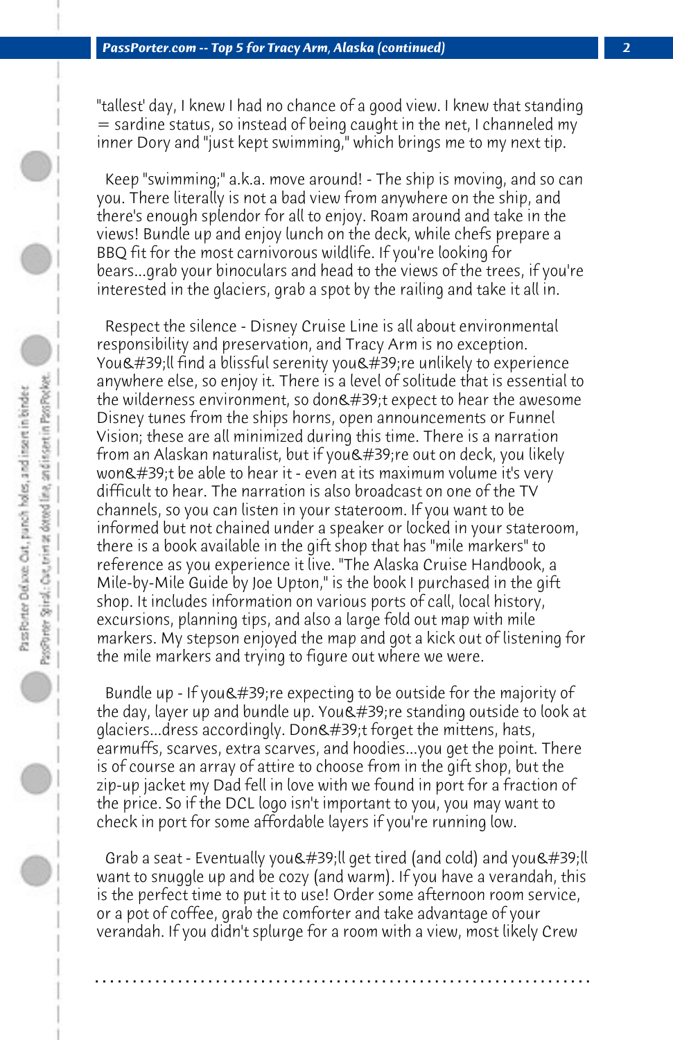"tallest' day, I knew I had no chance of a good view. I knew that standing = sardine status, so instead of being caught in the net, I channeled my inner Dory and "just kept swimming," which brings me to my next tip.

Keep "swimming;" a.k.a. move around! - The ship is moving, and so can you. There literally is not a bad view from anywhere on the ship, and there's enough splendor for all to enjoy. Roam around and take in the views! Bundle up and enjoy lunch on the deck, while chefs prepare a BBQ fit for the most carnivorous wildlife. If you're looking for bears...grab your binoculars and head to the views of the trees, if you're interested in the glaciers, grab a spot by the railing and take it all in.

Respect the silence - Disney Cruise Line is all about environmental responsibility and preservation, and Tracy Arm is no exception. You&#39;ll find a blissful serenity you&#39;re unlikely to experience anywhere else, so enjoy it. There is a level of solitude that is essential to the wilderness environment, so don&#39;t expect to hear the awesome Disney tunes from the ships horns, open announcements or Funnel Vision; these are all minimized during this time. There is a narration from an Alaskan naturalist, but if you&#39;re out on deck, you likely won&#39;t be able to hear it - even at its maximum volume it's very difficult to hear. The narration is also broadcast on one of the TV channels, so you can listen in your stateroom. If you want to be informed but not chained under a speaker or locked in your stateroom, there is a book available in the gift shop that has "mile markers" to reference as you experience it live. "The Alaska Cruise Handbook, a Mile-by-Mile Guide by Joe Upton," is the book I purchased in the gift shop. It includes information on various ports of call, local history, excursions, planning tips, and also a large fold out map with mile markers. My stepson enjoyed the map and got a kick out of listening for the mile markers and trying to figure out where we were.

Bundle up - If you&#39;re expecting to be outside for the majority of the day, layer up and bundle up. You&#39;re standing outside to look at glaciers...dress accordingly. Don&#39;t forget the mittens, hats, earmuffs, scarves, extra scarves, and hoodies...you get the point. There is of course an array of attire to choose from in the gift shop, but the zip-up jacket my Dad fell in love with we found in port for a fraction of the price. So if the DCL logo isn't important to you, you may want to check in port for some affordable layers if you're running low.

Grab a seat - Eventually you&#39;ll get tired (and cold) and you&#39;ll want to snuggle up and be cozy (and warm). If you have a verandah, this is the perfect time to put it to use! Order some afternoon room service, or a pot of coffee, grab the comforter and take advantage of your verandah. If you didn't splurge for a room with a view, most likely Crew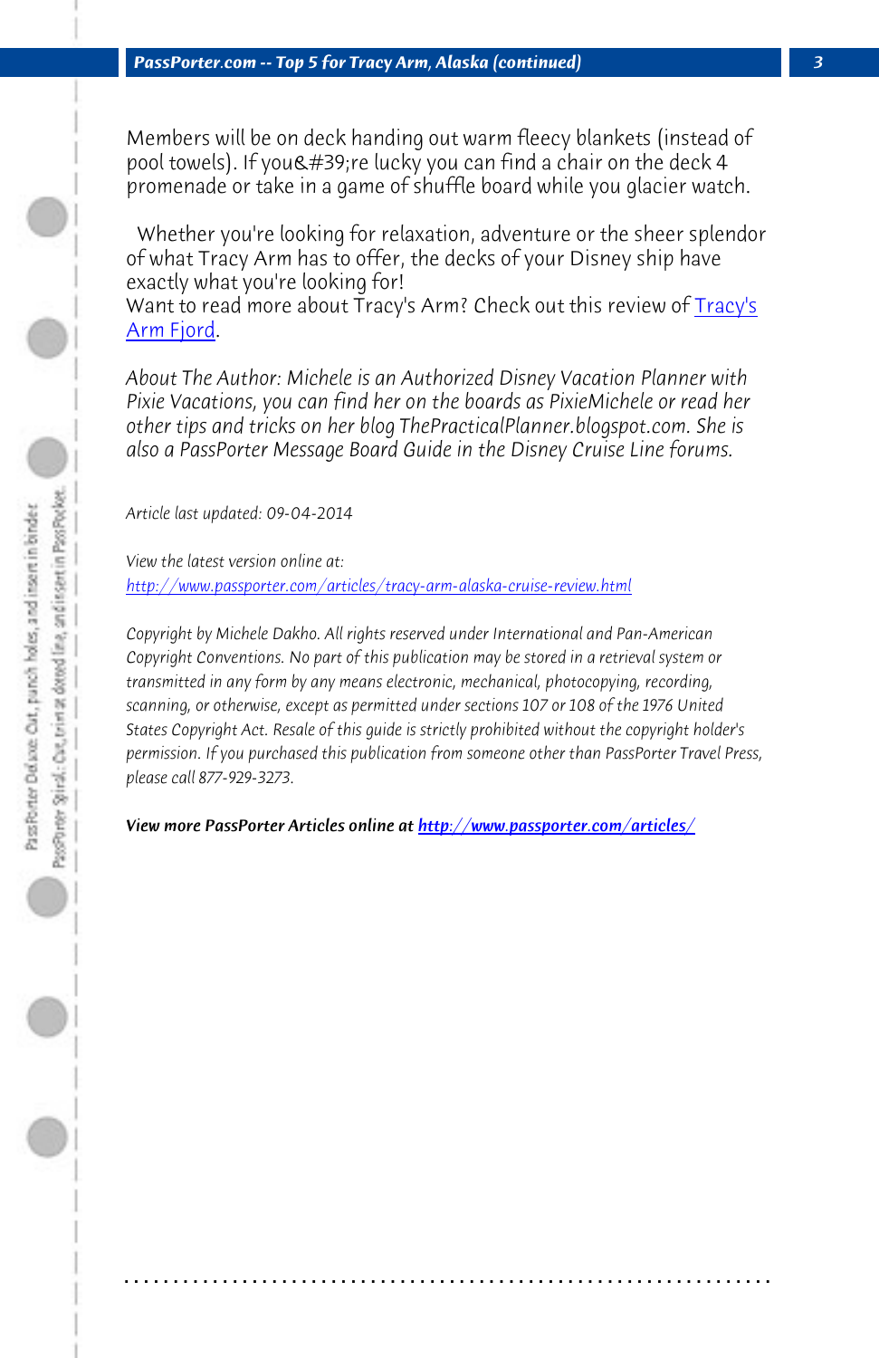Members will be on deck handing out warm fleecy blankets (instead of pool towels). If you&#39;re lucky you can find a chair on the deck 4 promenade or take in a game of shuffle board while you glacier watch.

Whether you're looking for relaxation, adventure or the sheer splendor of what Tracy Arm has to offer, the decks of your Disney ship have exactly what you're looking for!

Want to read more about Tracy's Arm? Check out this review of Tracy's Arm Fjord.

*About The Author: Michele is an Authorized Disney Vacation Planner with Pixie Vacations, you can find her on the boards as PixieMichele or read her other tips and tricks on her blog ThePracticalPlanner.blogspot.com. She is also a PassPorter Message Board Guide in the Disney Cruise Line forums.*

*Article last updated: 09-04-2014*

*View the latest version online at:*
*http://www.passporter.com/articles/tracy-arm-alaska-cruise-review.html*

*Copyright by Michele Dakho. All rights reserved under International and Pan-American Copyright Conventions. No part of this publication may be stored in a retrieval system or transmitted in any form by any means electronic, mechanical, photocopying, recording, scanning, or otherwise, except as permitted under sections 107 or 108 of the 1976 United States Copyright Act. Resale of this guide is strictly prohibited without the copyright holder's permission. If you purchased this publication from someone other than PassPorter Travel Press, please call 877-929-3273.*

***View more PassPorter Articles online at http://www.passporter.com/articles/***